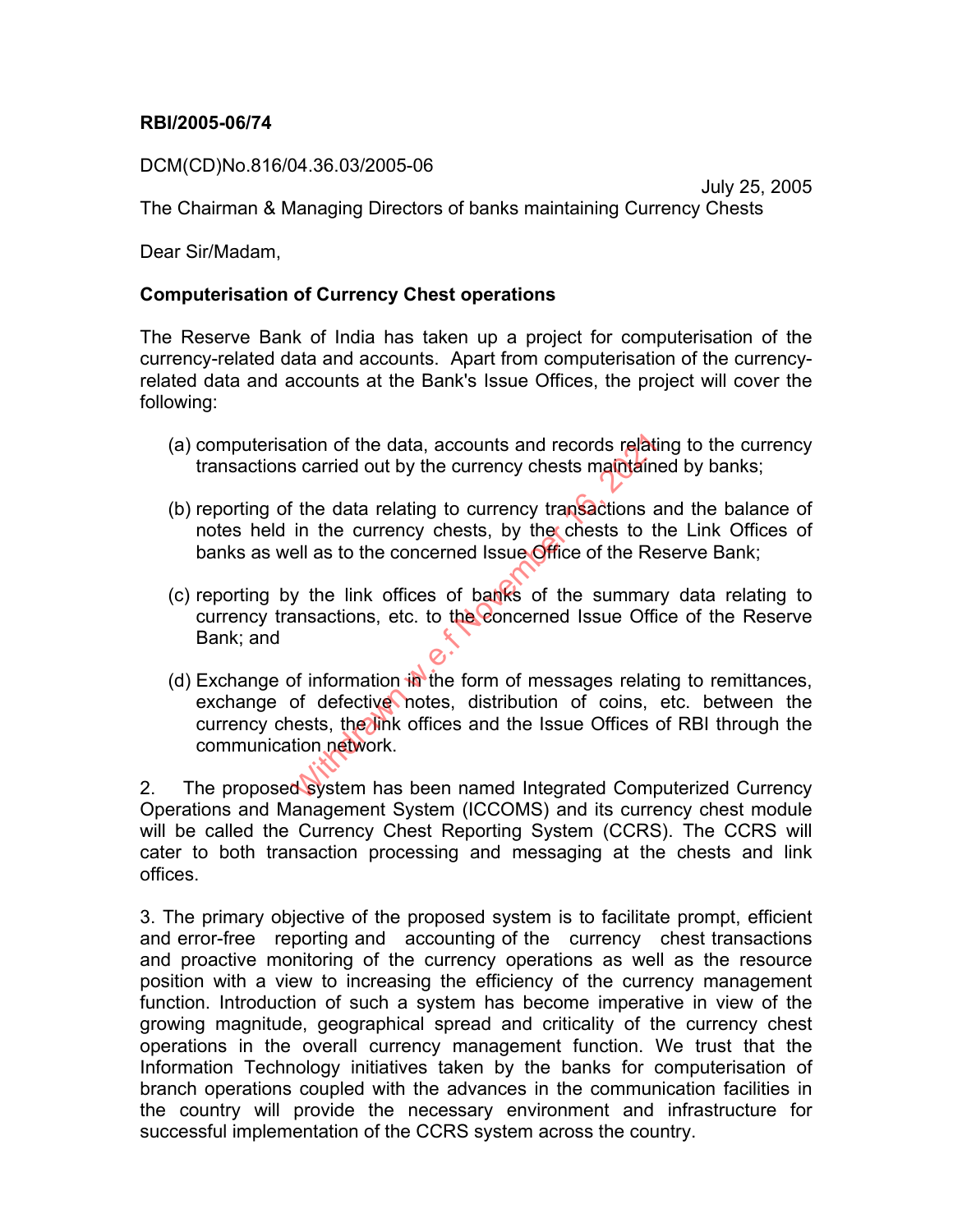**RBI/2005-06/74**

DCM(CD)No.816/04.36.03/2005-06

July 25, 2005

The Chairman & Managing Directors of banks maintaining Currency Chests

Dear Sir/Madam,

**Computerisation of Currency Chest operations**

The Reserve Bank of India has taken up a project for computerisation of the currency-related data and accounts. Apart from computerisation of the currency-related data and accounts at the Bank's Issue Offices, the project will cover the following:

(a) computerisation of the data, accounts and records relating to the currency transactions carried out by the currency chests maintained by banks;

(b) reporting of the data relating to currency transactions and the balance of notes held in the currency chests, by the chests to the Link Offices of banks as well as to the concerned Issue Office of the Reserve Bank;

(c) reporting by the link offices of banks of the summary data relating to currency transactions, etc. to the concerned Issue Office of the Reserve Bank; and

(d) Exchange of information in the form of messages relating to remittances, exchange of defective notes, distribution of coins, etc. between the currency chests, the link offices and the Issue Offices of RBI through the communication network.

2. The proposed system has been named Integrated Computerized Currency Operations and Management System (ICCOMS) and its currency chest module will be called the Currency Chest Reporting System (CCRS). The CCRS will cater to both transaction processing and messaging at the chests and link offices.

3. The primary objective of the proposed system is to facilitate prompt, efficient and error-free reporting and accounting of the currency chest transactions and proactive monitoring of the currency operations as well as the resource position with a view to increasing the efficiency of the currency management function. Introduction of such a system has become imperative in view of the growing magnitude, geographical spread and criticality of the currency chest operations in the overall currency management function. We trust that the Information Technology initiatives taken by the banks for computerisation of branch operations coupled with the advances in the communication facilities in the country will provide the necessary environment and infrastructure for successful implementation of the CCRS system across the country.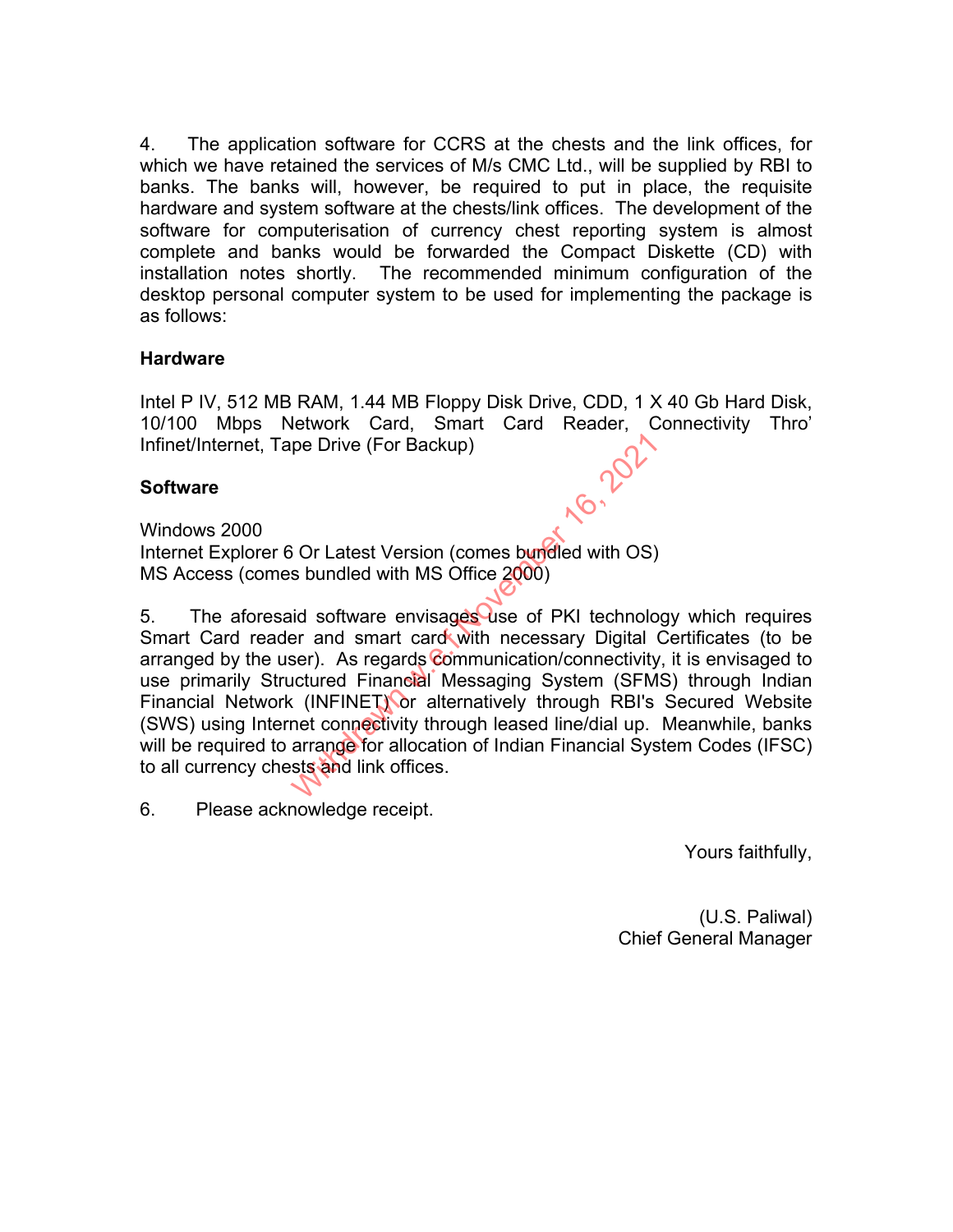4. The application software for CCRS at the chests and the link offices, for which we have retained the services of M/s CMC Ltd., will be supplied by RBI to banks. The banks will, however, be required to put in place, the requisite hardware and system software at the chests/link offices. The development of the software for computerisation of currency chest reporting system is almost complete and banks would be forwarded the Compact Diskette (CD) with installation notes shortly. The recommended minimum configuration of the desktop personal computer system to be used for implementing the package is as follows:

**Hardware**

Intel P IV, 512 MB RAM, 1.44 MB Floppy Disk Drive, CDD, 1 X 40 Gb Hard Disk, 10/100 Mbps Network Card, Smart Card Reader, Connectivity Thro' Infinet/Internet, Tape Drive (For Backup)

**Software**

Windows 2000
Internet Explorer 6 Or Latest Version (comes bundled with OS)
MS Access (comes bundled with MS Office 2000)

5. The aforesaid software envisages use of PKI technology which requires Smart Card reader and smart card with necessary Digital Certificates (to be arranged by the user). As regards communication/connectivity, it is envisaged to use primarily Structured Financial Messaging System (SFMS) through Indian Financial Network (INFINET) or alternatively through RBI's Secured Website (SWS) using Internet connectivity through leased line/dial up. Meanwhile, banks will be required to arrange for allocation of Indian Financial System Codes (IFSC) to all currency chests and link offices.

6. Please acknowledge receipt.

Yours faithfully,

(U.S. Paliwal)
Chief General Manager